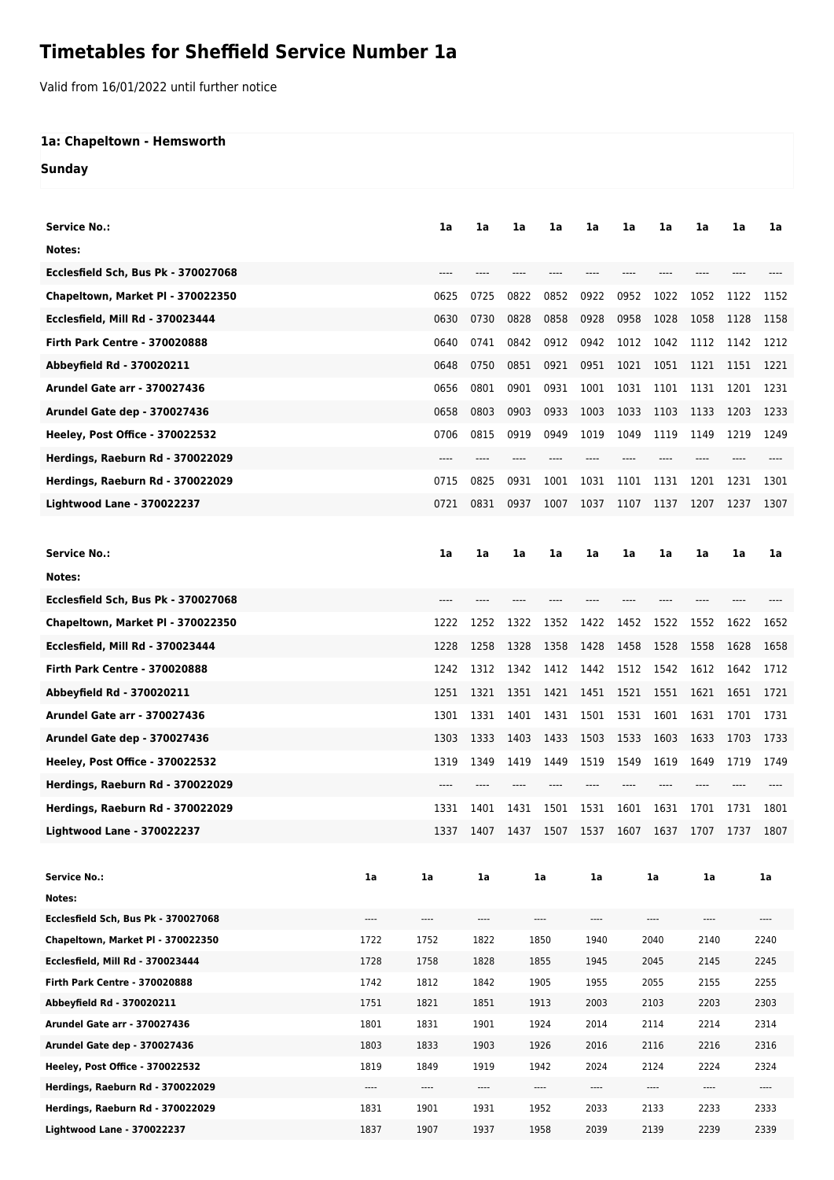# Timetables for Sheffield Service Number 1a

Valid from 16/01/2022 until further notice

**1a: Chapeltown - Hemsworth**

**Sunday**

| Service No.: | 1a | 1a | 1a | 1a | 1a | 1a | 1a | 1a | 1a | 1a |
|---|---|---|---|---|---|---|---|---|---|---|
| Notes: | | | | | | | | | | |
| Ecclesfield Sch, Bus Pk - 370027068 | ---- | ---- | ---- | ---- | ---- | ---- | ---- | ---- | ---- | ---- |
| Chapeltown, Market Pl - 370022350 | 0625 | 0725 | 0822 | 0852 | 0922 | 0952 | 1022 | 1052 | 1122 | 1152 |
| Ecclesfield, Mill Rd - 370023444 | 0630 | 0730 | 0828 | 0858 | 0928 | 0958 | 1028 | 1058 | 1128 | 1158 |
| Firth Park Centre - 370020888 | 0640 | 0741 | 0842 | 0912 | 0942 | 1012 | 1042 | 1112 | 1142 | 1212 |
| Abbeyfield Rd - 370020211 | 0648 | 0750 | 0851 | 0921 | 0951 | 1021 | 1051 | 1121 | 1151 | 1221 |
| Arundel Gate arr - 370027436 | 0656 | 0801 | 0901 | 0931 | 1001 | 1031 | 1101 | 1131 | 1201 | 1231 |
| Arundel Gate dep - 370027436 | 0658 | 0803 | 0903 | 0933 | 1003 | 1033 | 1103 | 1133 | 1203 | 1233 |
| Heeley, Post Office - 370022532 | 0706 | 0815 | 0919 | 0949 | 1019 | 1049 | 1119 | 1149 | 1219 | 1249 |
| Herdings, Raeburn Rd - 370022029 | ---- | ---- | ---- | ---- | ---- | ---- | ---- | ---- | ---- | ---- |
| Herdings, Raeburn Rd - 370022029 | 0715 | 0825 | 0931 | 1001 | 1031 | 1101 | 1131 | 1201 | 1231 | 1301 |
| Lightwood Lane - 370022237 | 0721 | 0831 | 0937 | 1007 | 1037 | 1107 | 1137 | 1207 | 1237 | 1307 |

| Service No.: | 1a | 1a | 1a | 1a | 1a | 1a | 1a | 1a | 1a | 1a |
|---|---|---|---|---|---|---|---|---|---|---|
| Notes: | | | | | | | | | | |
| Ecclesfield Sch, Bus Pk - 370027068 | ---- | ---- | ---- | ---- | ---- | ---- | ---- | ---- | ---- | ---- |
| Chapeltown, Market Pl - 370022350 | 1222 | 1252 | 1322 | 1352 | 1422 | 1452 | 1522 | 1552 | 1622 | 1652 |
| Ecclesfield, Mill Rd - 370023444 | 1228 | 1258 | 1328 | 1358 | 1428 | 1458 | 1528 | 1558 | 1628 | 1658 |
| Firth Park Centre - 370020888 | 1242 | 1312 | 1342 | 1412 | 1442 | 1512 | 1542 | 1612 | 1642 | 1712 |
| Abbeyfield Rd - 370020211 | 1251 | 1321 | 1351 | 1421 | 1451 | 1521 | 1551 | 1621 | 1651 | 1721 |
| Arundel Gate arr - 370027436 | 1301 | 1331 | 1401 | 1431 | 1501 | 1531 | 1601 | 1631 | 1701 | 1731 |
| Arundel Gate dep - 370027436 | 1303 | 1333 | 1403 | 1433 | 1503 | 1533 | 1603 | 1633 | 1703 | 1733 |
| Heeley, Post Office - 370022532 | 1319 | 1349 | 1419 | 1449 | 1519 | 1549 | 1619 | 1649 | 1719 | 1749 |
| Herdings, Raeburn Rd - 370022029 | ---- | ---- | ---- | ---- | ---- | ---- | ---- | ---- | ---- | ---- |
| Herdings, Raeburn Rd - 370022029 | 1331 | 1401 | 1431 | 1501 | 1531 | 1601 | 1631 | 1701 | 1731 | 1801 |
| Lightwood Lane - 370022237 | 1337 | 1407 | 1437 | 1507 | 1537 | 1607 | 1637 | 1707 | 1737 | 1807 |

| Service No.: | 1a | 1a | 1a | 1a | 1a | 1a | 1a | 1a |
|---|---|---|---|---|---|---|---|---|
| Notes: | | | | | | | | |
| Ecclesfield Sch, Bus Pk - 370027068 | ---- | ---- | ---- | ---- | ---- | ---- | ---- | ---- |
| Chapeltown, Market Pl - 370022350 | 1722 | 1752 | 1822 | 1850 | 1940 | 2040 | 2140 | 2240 |
| Ecclesfield, Mill Rd - 370023444 | 1728 | 1758 | 1828 | 1855 | 1945 | 2045 | 2145 | 2245 |
| Firth Park Centre - 370020888 | 1742 | 1812 | 1842 | 1905 | 1955 | 2055 | 2155 | 2255 |
| Abbeyfield Rd - 370020211 | 1751 | 1821 | 1851 | 1913 | 2003 | 2103 | 2203 | 2303 |
| Arundel Gate arr - 370027436 | 1801 | 1831 | 1901 | 1924 | 2014 | 2114 | 2214 | 2314 |
| Arundel Gate dep - 370027436 | 1803 | 1833 | 1903 | 1926 | 2016 | 2116 | 2216 | 2316 |
| Heeley, Post Office - 370022532 | 1819 | 1849 | 1919 | 1942 | 2024 | 2124 | 2224 | 2324 |
| Herdings, Raeburn Rd - 370022029 | ---- | ---- | ---- | ---- | ---- | ---- | ---- | ---- |
| Herdings, Raeburn Rd - 370022029 | 1831 | 1901 | 1931 | 1952 | 2033 | 2133 | 2233 | 2333 |
| Lightwood Lane - 370022237 | 1837 | 1907 | 1937 | 1958 | 2039 | 2139 | 2239 | 2339 |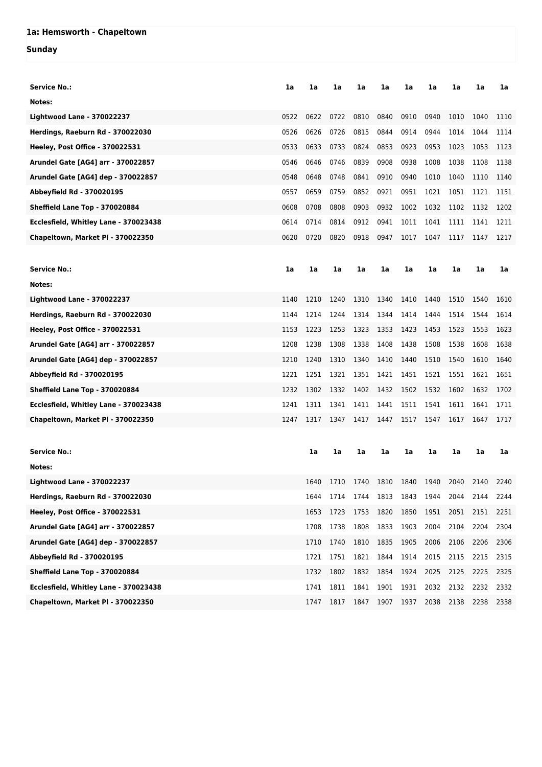**1a: Hemsworth - Chapeltown**

**Sunday**

| Service No.: | 1a | 1a | 1a | 1a | 1a | 1a | 1a | 1a | 1a | 1a |
|---|---|---|---|---|---|---|---|---|---|---|
| Notes: | | | | | | | | | | |
| Lightwood Lane - 370022237 | 0522 | 0622 | 0722 | 0810 | 0840 | 0910 | 0940 | 1010 | 1040 | 1110 |
| Herdings, Raeburn Rd - 370022030 | 0526 | 0626 | 0726 | 0815 | 0844 | 0914 | 0944 | 1014 | 1044 | 1114 |
| Heeley, Post Office - 370022531 | 0533 | 0633 | 0733 | 0824 | 0853 | 0923 | 0953 | 1023 | 1053 | 1123 |
| Arundel Gate [AG4] arr - 370022857 | 0546 | 0646 | 0746 | 0839 | 0908 | 0938 | 1008 | 1038 | 1108 | 1138 |
| Arundel Gate [AG4] dep - 370022857 | 0548 | 0648 | 0748 | 0841 | 0910 | 0940 | 1010 | 1040 | 1110 | 1140 |
| Abbeyfield Rd - 370020195 | 0557 | 0659 | 0759 | 0852 | 0921 | 0951 | 1021 | 1051 | 1121 | 1151 |
| Sheffield Lane Top - 370020884 | 0608 | 0708 | 0808 | 0903 | 0932 | 1002 | 1032 | 1102 | 1132 | 1202 |
| Ecclesfield, Whitley Lane - 370023438 | 0614 | 0714 | 0814 | 0912 | 0941 | 1011 | 1041 | 1111 | 1141 | 1211 |
| Chapeltown, Market Pl - 370022350 | 0620 | 0720 | 0820 | 0918 | 0947 | 1017 | 1047 | 1117 | 1147 | 1217 |

| Service No.: | 1a | 1a | 1a | 1a | 1a | 1a | 1a | 1a | 1a | 1a |
|---|---|---|---|---|---|---|---|---|---|---|
| Notes: | | | | | | | | | | |
| Lightwood Lane - 370022237 | 1140 | 1210 | 1240 | 1310 | 1340 | 1410 | 1440 | 1510 | 1540 | 1610 |
| Herdings, Raeburn Rd - 370022030 | 1144 | 1214 | 1244 | 1314 | 1344 | 1414 | 1444 | 1514 | 1544 | 1614 |
| Heeley, Post Office - 370022531 | 1153 | 1223 | 1253 | 1323 | 1353 | 1423 | 1453 | 1523 | 1553 | 1623 |
| Arundel Gate [AG4] arr - 370022857 | 1208 | 1238 | 1308 | 1338 | 1408 | 1438 | 1508 | 1538 | 1608 | 1638 |
| Arundel Gate [AG4] dep - 370022857 | 1210 | 1240 | 1310 | 1340 | 1410 | 1440 | 1510 | 1540 | 1610 | 1640 |
| Abbeyfield Rd - 370020195 | 1221 | 1251 | 1321 | 1351 | 1421 | 1451 | 1521 | 1551 | 1621 | 1651 |
| Sheffield Lane Top - 370020884 | 1232 | 1302 | 1332 | 1402 | 1432 | 1502 | 1532 | 1602 | 1632 | 1702 |
| Ecclesfield, Whitley Lane - 370023438 | 1241 | 1311 | 1341 | 1411 | 1441 | 1511 | 1541 | 1611 | 1641 | 1711 |
| Chapeltown, Market Pl - 370022350 | 1247 | 1317 | 1347 | 1417 | 1447 | 1517 | 1547 | 1617 | 1647 | 1717 |

| Service No.: | 1a | 1a | 1a | 1a | 1a | 1a | 1a | 1a | 1a |
|---|---|---|---|---|---|---|---|---|---|
| Notes: | | | | | | | | | |
| Lightwood Lane - 370022237 | 1640 | 1710 | 1740 | 1810 | 1840 | 1940 | 2040 | 2140 | 2240 |
| Herdings, Raeburn Rd - 370022030 | 1644 | 1714 | 1744 | 1813 | 1843 | 1944 | 2044 | 2144 | 2244 |
| Heeley, Post Office - 370022531 | 1653 | 1723 | 1753 | 1820 | 1850 | 1951 | 2051 | 2151 | 2251 |
| Arundel Gate [AG4] arr - 370022857 | 1708 | 1738 | 1808 | 1833 | 1903 | 2004 | 2104 | 2204 | 2304 |
| Arundel Gate [AG4] dep - 370022857 | 1710 | 1740 | 1810 | 1835 | 1905 | 2006 | 2106 | 2206 | 2306 |
| Abbeyfield Rd - 370020195 | 1721 | 1751 | 1821 | 1844 | 1914 | 2015 | 2115 | 2215 | 2315 |
| Sheffield Lane Top - 370020884 | 1732 | 1802 | 1832 | 1854 | 1924 | 2025 | 2125 | 2225 | 2325 |
| Ecclesfield, Whitley Lane - 370023438 | 1741 | 1811 | 1841 | 1901 | 1931 | 2032 | 2132 | 2232 | 2332 |
| Chapeltown, Market Pl - 370022350 | 1747 | 1817 | 1847 | 1907 | 1937 | 2038 | 2138 | 2238 | 2338 |